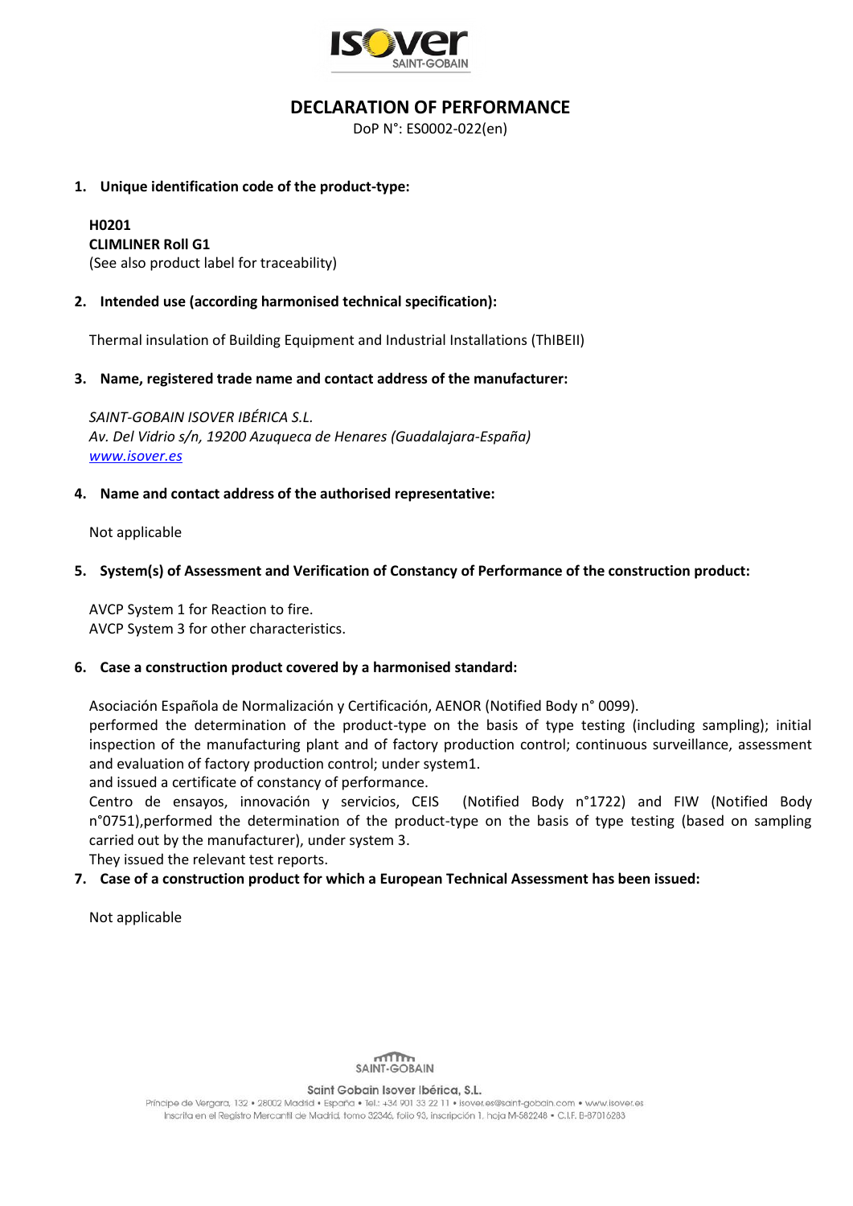# DECLARATION OF PERFORMANCE

DoP N°: ES0002-022(en)

1. **Unique identification code of the product-type:**

   **H0201**
   **CLIMLINER Roll G1**
   (See also product label for traceability)

2. **Intended use (according harmonised technical specification):**

   Thermal insulation of Building Equipment and Industrial Installations (ThIBEII)

3. **Name, registered trade name and contact address of the manufacturer:**

   *SAINT-GOBAIN ISOVER IBÉRICA S.L.*
   *Av. Del Vidrio s/n, 19200 Azuqueca de Henares (Guadalajara-España)*
   *www.isover.es*

4. **Name and contact address of the authorised representative:**

   Not applicable

5. **System(s) of Assessment and Verification of Constancy of Performance of the construction product:**

   AVCP System 1 for Reaction to fire.
   AVCP System 3 for other characteristics.

6. **Case a construction product covered by a harmonised standard:**

   Asociación Española de Normalización y Certificación, AENOR (Notified Body n° 0099).
   performed the determination of the product-type on the basis of type testing (including sampling); initial inspection of the manufacturing plant and of factory production control; continuous surveillance, assessment and evaluation of factory production control; under system1.
   and issued a certificate of constancy of performance.
   Centro de ensayos, innovación y servicios, CEIS (Notified Body n°1722) and FIW (Notified Body n°0751),performed the determination of the product-type on the basis of type testing (based on sampling carried out by the manufacturer), under system 3.
   They issued the relevant test reports.

7. **Case of a construction product for which a European Technical Assessment has been issued:**

   Not applicable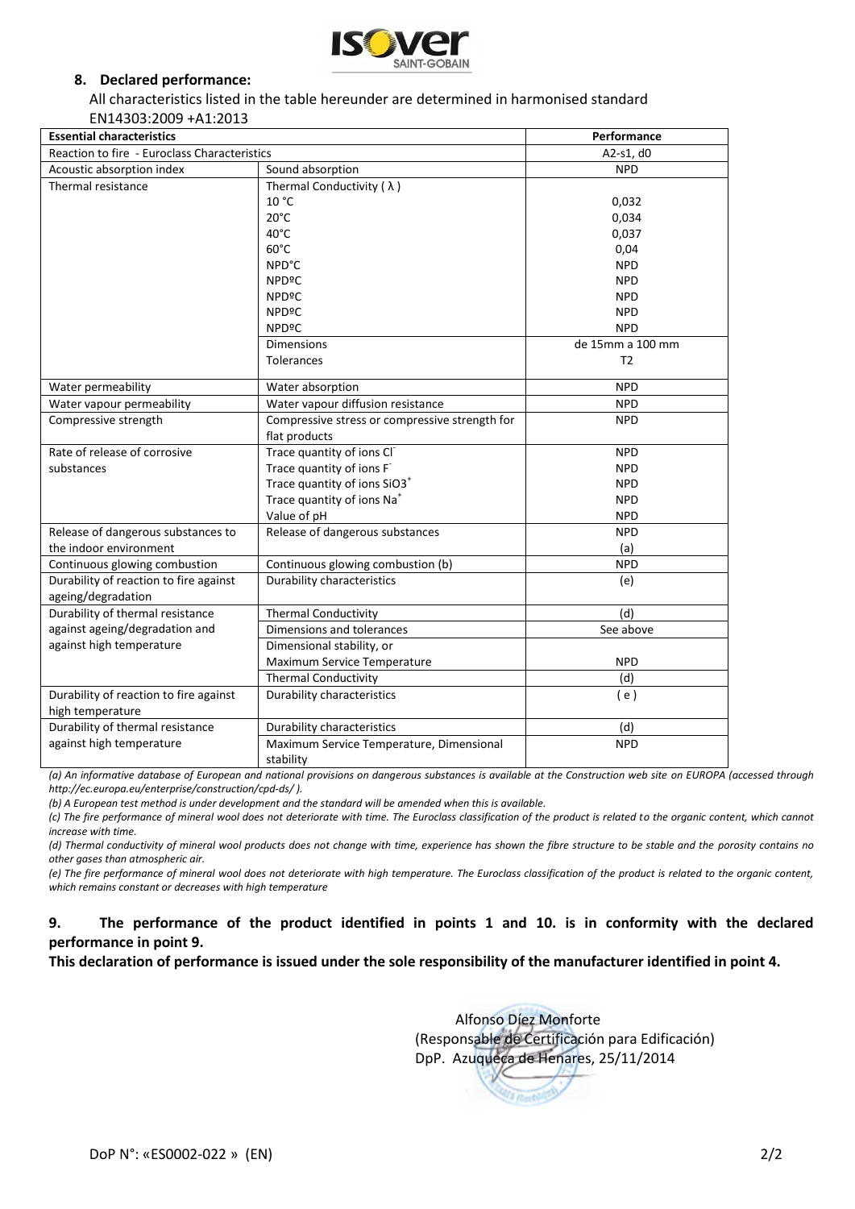## 8. Declared performance:

All characteristics listed in the table hereunder are determined in harmonised standard EN14303:2009 +A1:2013

| Essential characteristics | | Performance |
|---|---|---|
| Reaction to fire - Euroclass Characteristics | | A2-s1, d0 |
| Acoustic absorption index | Sound absorption | NPD |
| Thermal resistance | Thermal Conductivity ( λ ) | |
| | 10 °C | 0,032 |
| | 20°C | 0,034 |
| | 40°C | 0,037 |
| | 60°C | 0,04 |
| | NPD°C | NPD |
| | NPDºC | NPD |
| | NPDºC | NPD |
| | NPDºC | NPD |
| | NPDºC | NPD |
| | Dimensions | de 15mm a 100 mm |
| | Tolerances | T2 |
| Water permeability | Water absorption | NPD |
| Water vapour permeability | Water vapour diffusion resistance | NPD |
| Compressive strength | Compressive stress or compressive strength for flat products | NPD |
| Rate of release of corrosive substances | Trace quantity of ions $Cl^-$ | NPD |
| | Trace quantity of ions $F^-$ | NPD |
| | Trace quantity of ions $SiO3^+$ | NPD |
| | Trace quantity of ions $Na^+$ | NPD |
| | Value of pH | NPD |
| Release of dangerous substances to the indoor environment | Release of dangerous substances | NPD (a) |
| Continuous glowing combustion | Continuous glowing combustion (b) | NPD |
| Durability of reaction to fire against ageing/degradation | Durability characteristics | (e) |
| Durability of thermal resistance against ageing/degradation and against high temperature | Thermal Conductivity | (d) |
| | Dimensions and tolerances | See above |
| | Dimensional stability, or Maximum Service Temperature | NPD |
| | Thermal Conductivity | (d) |
| Durability of reaction to fire against high temperature | Durability characteristics | ( e ) |
| Durability of thermal resistance against high temperature | Durability characteristics | (d) |
| | Maximum Service Temperature, Dimensional stability | NPD |

*(a) An informative database of European and national provisions on dangerous substances is available at the Construction web site on EUROPA (accessed through http://ec.europa.eu/enterprise/construction/cpd-ds/ ).*

*(b) A European test method is under development and the standard will be amended when this is available.*

*(c) The fire performance of mineral wool does not deteriorate with time. The Euroclass classification of the product is related to the organic content, which cannot increase with time.*

*(d) Thermal conductivity of mineral wool products does not change with time, experience has shown the fibre structure to be stable and the porosity contains no other gases than atmospheric air.*

*(e) The fire performance of mineral wool does not deteriorate with high temperature. The Euroclass classification of the product is related to the organic content, which remains constant or decreases with high temperature*

**9. The performance of the product identified in points 1 and 10. is in conformity with the declared performance in point 9.**

**This declaration of performance is issued under the sole responsibility of the manufacturer identified in point 4.**

Alfonso Díez Monforte
(Responsable de Certificación para Edificación)
DpP. Azuqueca de Henares, 25/11/2014

DoP N°: «ES0002-022 » (EN)